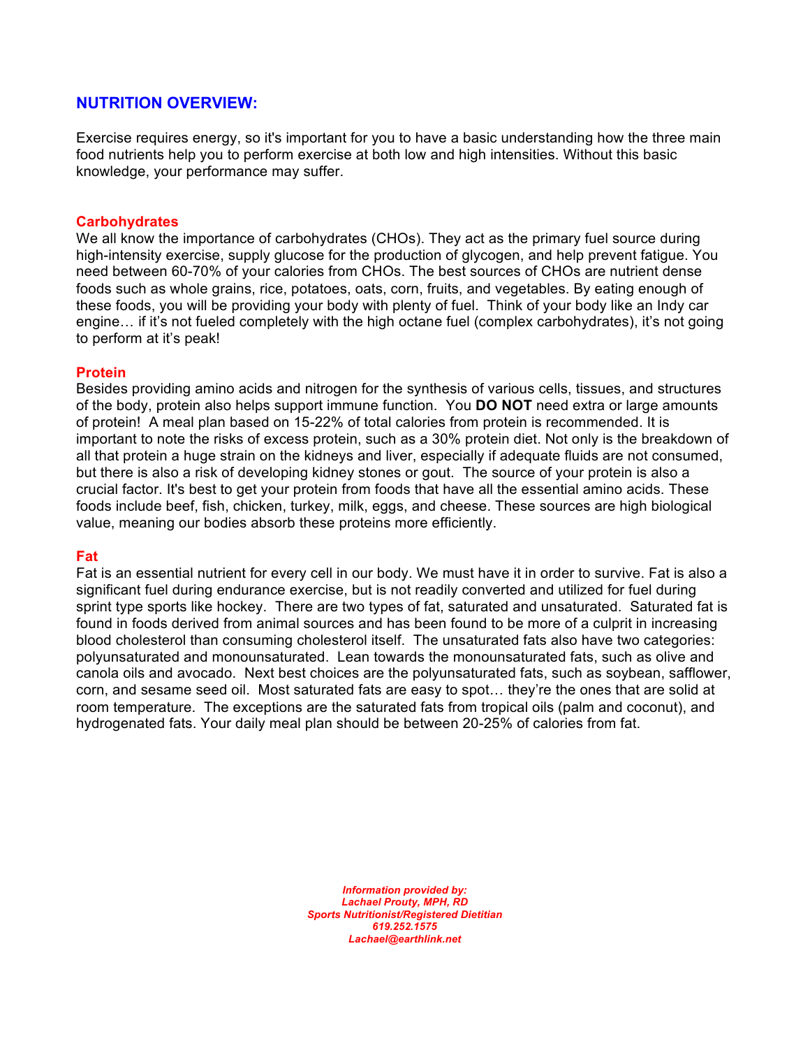# NUTRITION OVERVIEW:

Exercise requires energy, so it's important for you to have a basic understanding how the three main food nutrients help you to perform exercise at both low and high intensities. Without this basic knowledge, your performance may suffer.

## Carbohydrates

We all know the importance of carbohydrates (CHOs). They act as the primary fuel source during high-intensity exercise, supply glucose for the production of glycogen, and help prevent fatigue. You need between 60-70% of your calories from CHOs. The best sources of CHOs are nutrient dense foods such as whole grains, rice, potatoes, oats, corn, fruits, and vegetables. By eating enough of these foods, you will be providing your body with plenty of fuel. Think of your body like an Indy car engine… if it's not fueled completely with the high octane fuel (complex carbohydrates), it's not going to perform at it's peak!

## Protein

Besides providing amino acids and nitrogen for the synthesis of various cells, tissues, and structures of the body, protein also helps support immune function. You **DO NOT** need extra or large amounts of protein! A meal plan based on 15-22% of total calories from protein is recommended. It is important to note the risks of excess protein, such as a 30% protein diet. Not only is the breakdown of all that protein a huge strain on the kidneys and liver, especially if adequate fluids are not consumed, but there is also a risk of developing kidney stones or gout. The source of your protein is also a crucial factor. It's best to get your protein from foods that have all the essential amino acids. These foods include beef, fish, chicken, turkey, milk, eggs, and cheese. These sources are high biological value, meaning our bodies absorb these proteins more efficiently.

## Fat

Fat is an essential nutrient for every cell in our body. We must have it in order to survive. Fat is also a significant fuel during endurance exercise, but is not readily converted and utilized for fuel during sprint type sports like hockey. There are two types of fat, saturated and unsaturated. Saturated fat is found in foods derived from animal sources and has been found to be more of a culprit in increasing blood cholesterol than consuming cholesterol itself. The unsaturated fats also have two categories: polyunsaturated and monounsaturated. Lean towards the monounsaturated fats, such as olive and canola oils and avocado. Next best choices are the polyunsaturated fats, such as soybean, safflower, corn, and sesame seed oil. Most saturated fats are easy to spot… they're the ones that are solid at room temperature. The exceptions are the saturated fats from tropical oils (palm and coconut), and hydrogenated fats. Your daily meal plan should be between 20-25% of calories from fat.

***Information provided by:***
***Lachael Prouty, MPH, RD***
***Sports Nutritionist/Registered Dietitian***
***619.252.1575***
***Lachael@earthlink.net***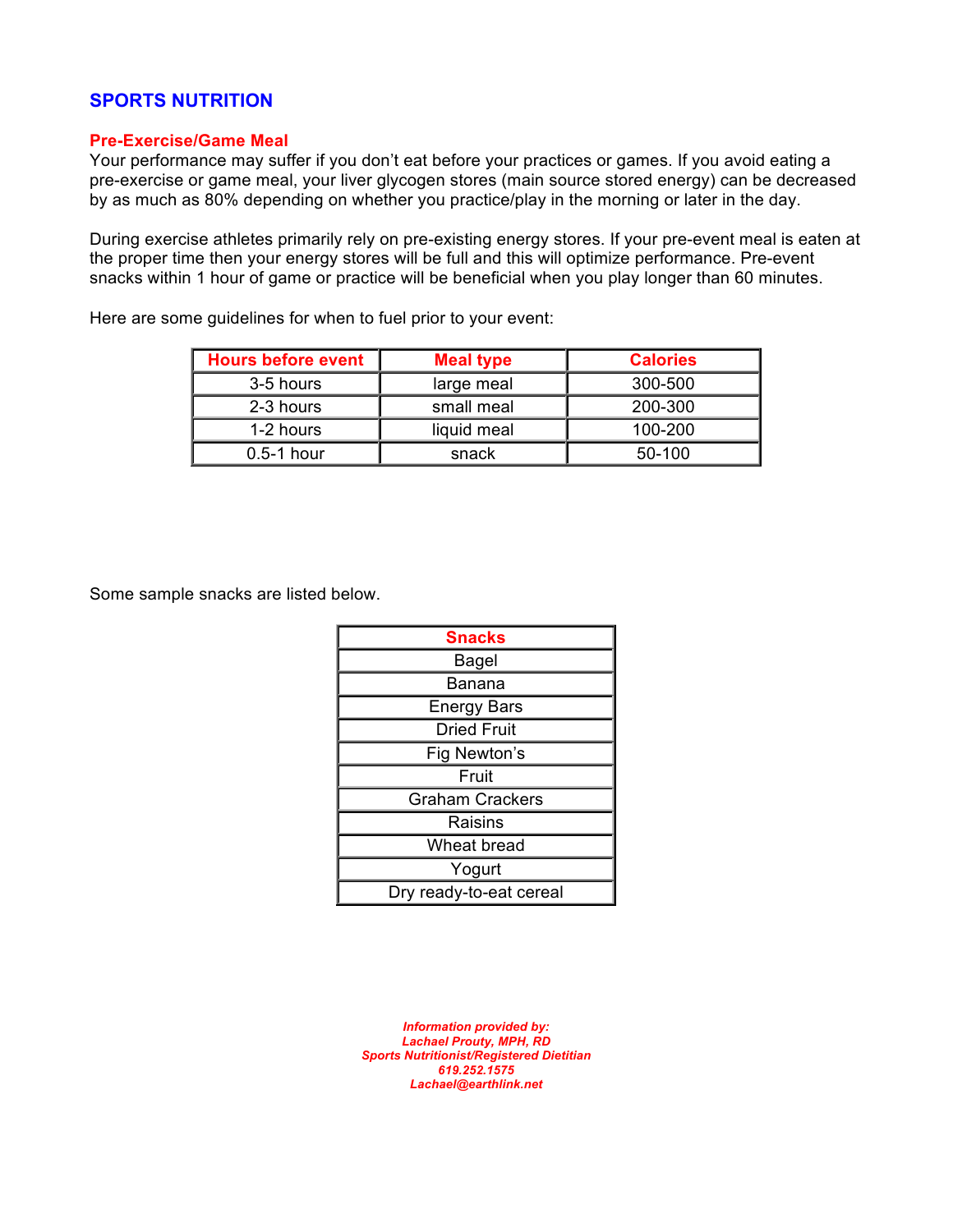# SPORTS NUTRITION

## Pre-Exercise/Game Meal

Your performance may suffer if you don't eat before your practices or games. If you avoid eating a pre-exercise or game meal, your liver glycogen stores (main source stored energy) can be decreased by as much as 80% depending on whether you practice/play in the morning or later in the day.

During exercise athletes primarily rely on pre-existing energy stores. If your pre-event meal is eaten at the proper time then your energy stores will be full and this will optimize performance. Pre-event snacks within 1 hour of game or practice will be beneficial when you play longer than 60 minutes.

Here are some guidelines for when to fuel prior to your event:

| Hours before event | Meal type | Calories |
|---|---|---|
| 3-5 hours | large meal | 300-500 |
| 2-3 hours | small meal | 200-300 |
| 1-2 hours | liquid meal | 100-200 |
| 0.5-1 hour | snack | 50-100 |

Some sample snacks are listed below.

| Snacks |
|---|
| Bagel |
| Banana |
| Energy Bars |
| Dried Fruit |
| Fig Newton's |
| Fruit |
| Graham Crackers |
| Raisins |
| Wheat bread |
| Yogurt |
| Dry ready-to-eat cereal |

***Information provided by:***
***Lachael Prouty, MPH, RD***
***Sports Nutritionist/Registered Dietitian***
***619.252.1575***
***Lachael@earthlink.net***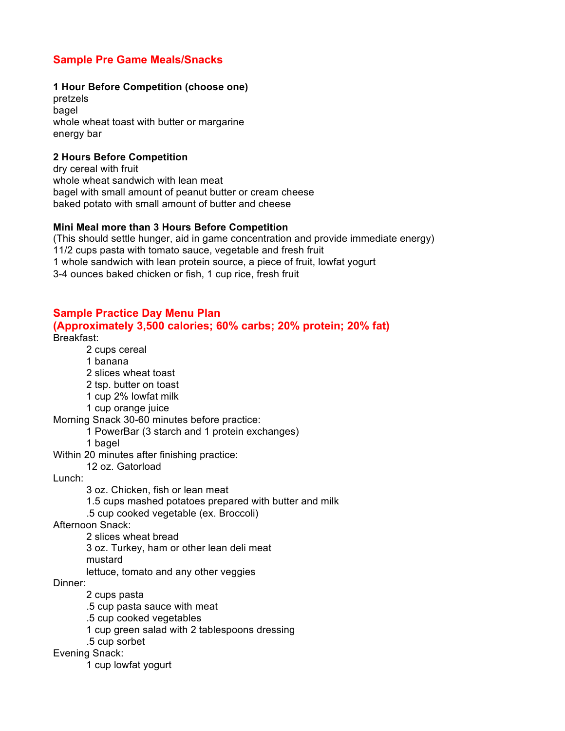## Sample Pre Game Meals/Snacks

**1 Hour Before Competition (choose one)**

pretzels
bagel
whole wheat toast with butter or margarine
energy bar

**2 Hours Before Competition**

dry cereal with fruit
whole wheat sandwich with lean meat
bagel with small amount of peanut butter or cream cheese
baked potato with small amount of butter and cheese

**Mini Meal more than 3 Hours Before Competition**

(This should settle hunger, aid in game concentration and provide immediate energy)
11/2 cups pasta with tomato sauce, vegetable and fresh fruit
1 whole sandwich with lean protein source, a piece of fruit, lowfat yogurt
3-4 ounces baked chicken or fish, 1 cup rice, fresh fruit

## Sample Practice Day Menu Plan
## (Approximately 3,500 calories; 60% carbs; 20% protein; 20% fat)

Breakfast:

- 2 cups cereal
- 1 banana
- 2 slices wheat toast
- 2 tsp. butter on toast
- 1 cup 2% lowfat milk
- 1 cup orange juice

Morning Snack 30-60 minutes before practice:

- 1 PowerBar (3 starch and 1 protein exchanges)
- 1 bagel

Within 20 minutes after finishing practice:

- 12 oz. Gatorload

Lunch:

- 3 oz. Chicken, fish or lean meat
- 1.5 cups mashed potatoes prepared with butter and milk
- .5 cup cooked vegetable (ex. Broccoli)

Afternoon Snack:

- 2 slices wheat bread
- 3 oz. Turkey, ham or other lean deli meat
- mustard
- lettuce, tomato and any other veggies

Dinner:

- 2 cups pasta
- .5 cup pasta sauce with meat
- .5 cup cooked vegetables
- 1 cup green salad with 2 tablespoons dressing
- .5 cup sorbet

Evening Snack:

- 1 cup lowfat yogurt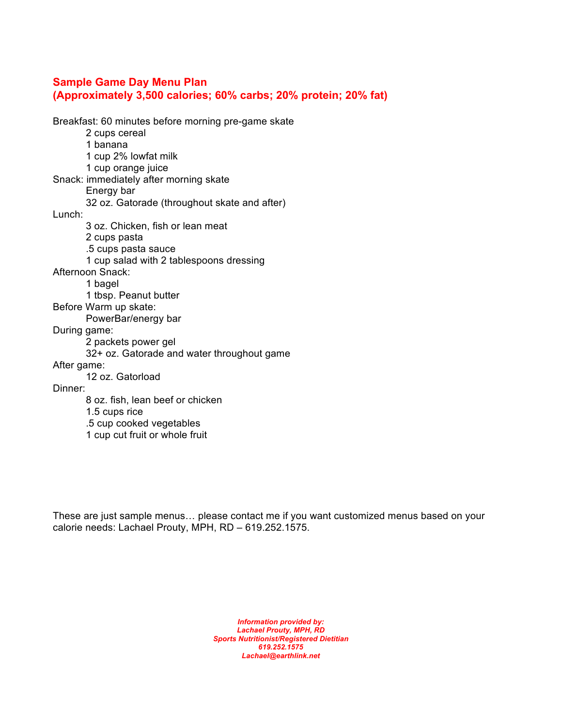## Sample Game Day Menu Plan
## (Approximately 3,500 calories; 60% carbs; 20% protein; 20% fat)

Breakfast: 60 minutes before morning pre-game skate
- 2 cups cereal
- 1 banana
- 1 cup 2% lowfat milk
- 1 cup orange juice

Snack: immediately after morning skate
- Energy bar
- 32 oz. Gatorade (throughout skate and after)

Lunch:
- 3 oz. Chicken, fish or lean meat
- 2 cups pasta
- .5 cups pasta sauce
- 1 cup salad with 2 tablespoons dressing

Afternoon Snack:
- 1 bagel
- 1 tbsp. Peanut butter

Before Warm up skate:
- PowerBar/energy bar

During game:
- 2 packets power gel
- 32+ oz. Gatorade and water throughout game

After game:
- 12 oz. Gatorload

Dinner:
- 8 oz. fish, lean beef or chicken
- 1.5 cups rice
- .5 cup cooked vegetables
- 1 cup cut fruit or whole fruit

These are just sample menus… please contact me if you want customized menus based on your calorie needs: Lachael Prouty, MPH, RD – 619.252.1575.

***Information provided by:***
***Lachael Prouty, MPH, RD***
***Sports Nutritionist/Registered Dietitian***
***619.252.1575***
***Lachael@earthlink.net***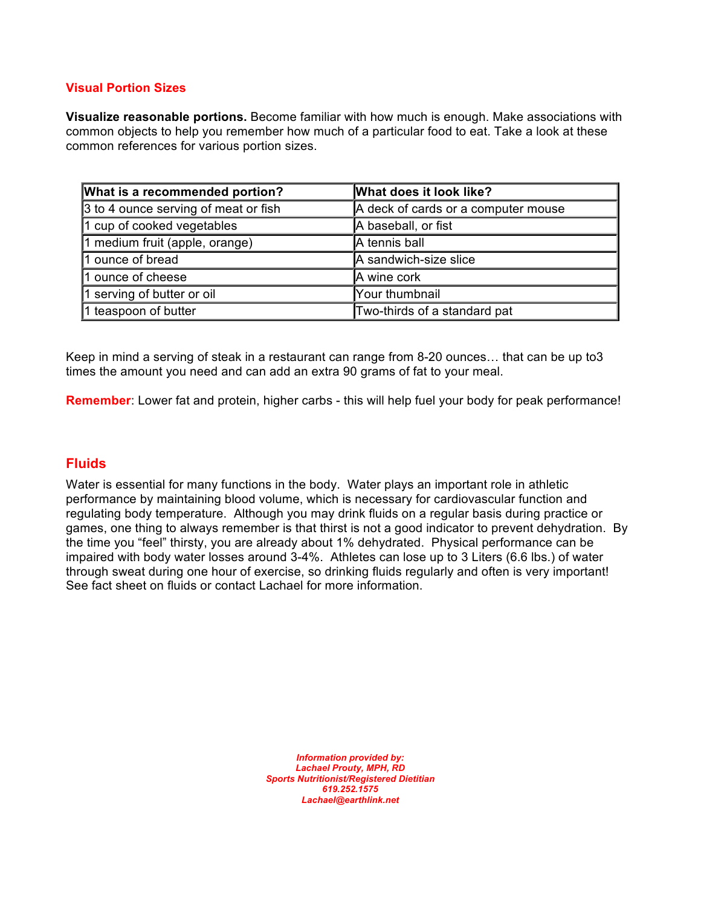## Visual Portion Sizes

**Visualize reasonable portions.** Become familiar with how much is enough. Make associations with common objects to help you remember how much of a particular food to eat. Take a look at these common references for various portion sizes.

| What is a recommended portion? | What does it look like? |
|---|---|
| 3 to 4 ounce serving of meat or fish | A deck of cards or a computer mouse |
| 1 cup of cooked vegetables | A baseball, or fist |
| 1 medium fruit (apple, orange) | A tennis ball |
| 1 ounce of bread | A sandwich-size slice |
| 1 ounce of cheese | A wine cork |
| 1 serving of butter or oil | Your thumbnail |
| 1 teaspoon of butter | Two-thirds of a standard pat |

Keep in mind a serving of steak in a restaurant can range from 8-20 ounces… that can be up to3 times the amount you need and can add an extra 90 grams of fat to your meal.

**Remember**: Lower fat and protein, higher carbs - this will help fuel your body for peak performance!

## Fluids

Water is essential for many functions in the body. Water plays an important role in athletic performance by maintaining blood volume, which is necessary for cardiovascular function and regulating body temperature. Although you may drink fluids on a regular basis during practice or games, one thing to always remember is that thirst is not a good indicator to prevent dehydration. By the time you "feel" thirsty, you are already about 1% dehydrated. Physical performance can be impaired with body water losses around 3-4%. Athletes can lose up to 3 Liters (6.6 lbs.) of water through sweat during one hour of exercise, so drinking fluids regularly and often is very important! See fact sheet on fluids or contact Lachael for more information.

***Information provided by:***
***Lachael Prouty, MPH, RD***
***Sports Nutritionist/Registered Dietitian***
***619.252.1575***
***Lachael@earthlink.net***